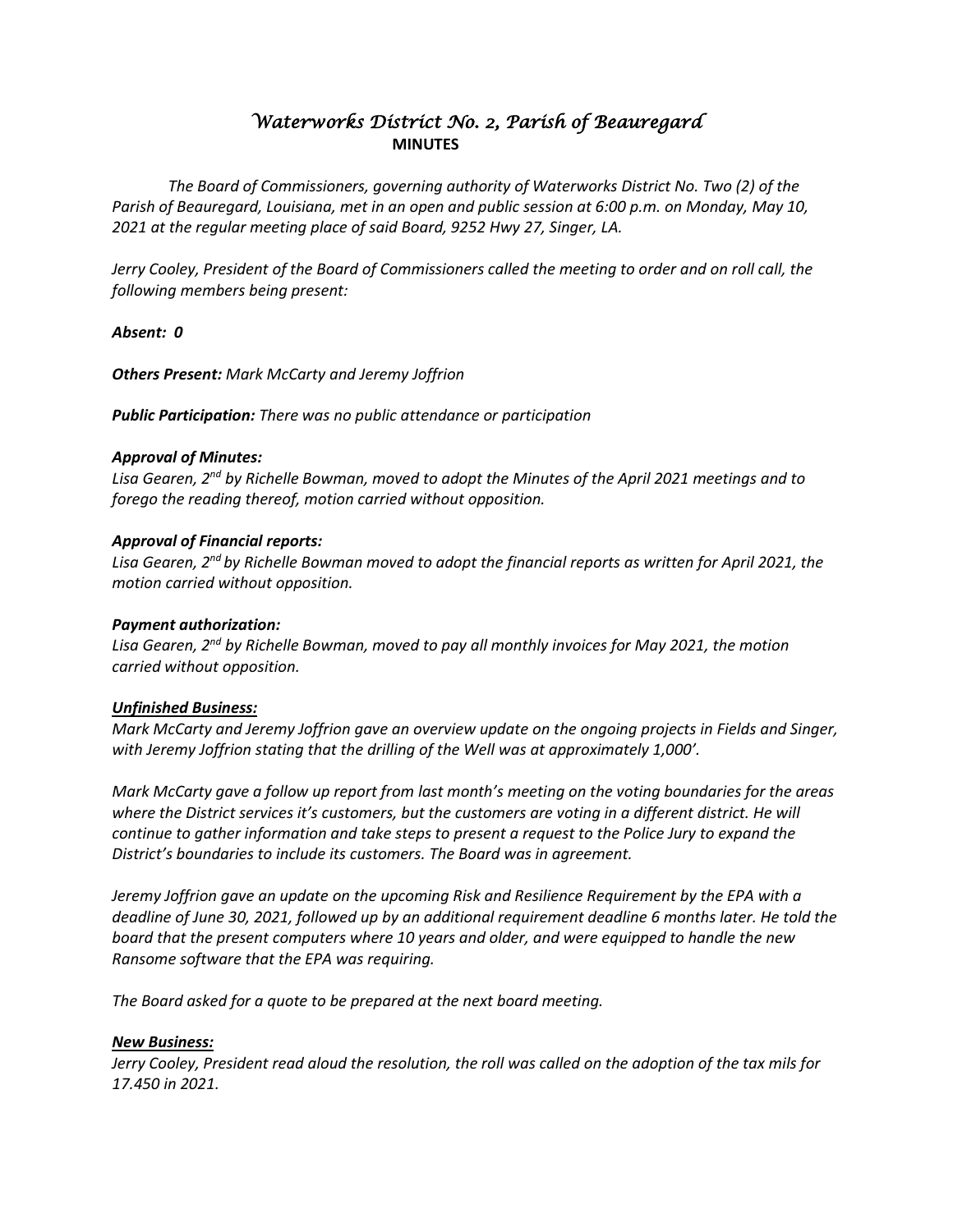# *Waterworks District No. 2, Parish of Beauregard*
## MINUTES

*The Board of Commissioners, governing authority of Waterworks District No. Two (2) of the Parish of Beauregard, Louisiana, met in an open and public session at 6:00 p.m. on Monday, May 10, 2021 at the regular meeting place of said Board, 9252 Hwy 27, Singer, LA.*

*Jerry Cooley, President of the Board of Commissioners called the meeting to order and on roll call, the following members being present:*

***Absent:** 0*

***Others Present:** Mark McCarty and Jeremy Joffrion*

***Public Participation:** There was no public attendance or participation*

***Approval of Minutes:***

*Lisa Gearen, 2nd by Richelle Bowman, moved to adopt the Minutes of the April 2021 meetings and to forego the reading thereof, motion carried without opposition.*

***Approval of Financial reports:***

*Lisa Gearen, 2nd by Richelle Bowman moved to adopt the financial reports as written for April 2021, the motion carried without opposition.*

***Payment authorization:***

*Lisa Gearen, 2nd by Richelle Bowman, moved to pay all monthly invoices for May 2021, the motion carried without opposition.*

***Unfinished Business:***

*Mark McCarty and Jeremy Joffrion gave an overview update on the ongoing projects in Fields and Singer, with Jeremy Joffrion stating that the drilling of the Well was at approximately 1,000'.*

*Mark McCarty gave a follow up report from last month's meeting on the voting boundaries for the areas where the District services it's customers, but the customers are voting in a different district. He will continue to gather information and take steps to present a request to the Police Jury to expand the District's boundaries to include its customers. The Board was in agreement.*

*Jeremy Joffrion gave an update on the upcoming Risk and Resilience Requirement by the EPA with a deadline of June 30, 2021, followed up by an additional requirement deadline 6 months later. He told the board that the present computers where 10 years and older, and were equipped to handle the new Ransome software that the EPA was requiring.*

*The Board asked for a quote to be prepared at the next board meeting.*

***New Business:***

*Jerry Cooley, President read aloud the resolution, the roll was called on the adoption of the tax mils for 17.450 in 2021.*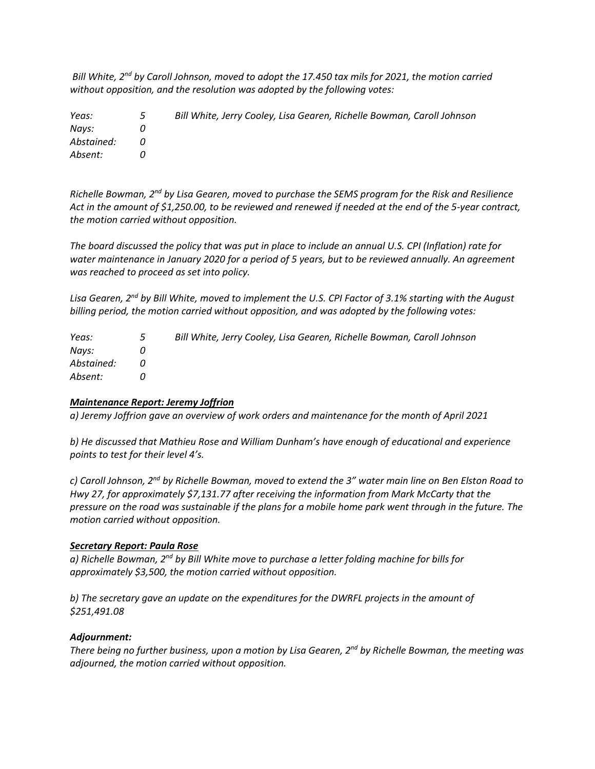*Bill White, 2nd by Caroll Johnson, moved to adopt the 17.450 tax mils for 2021, the motion carried without opposition, and the resolution was adopted by the following votes:*

| | | |
|---|---|---|
| *Yeas:* | *5* | *Bill White, Jerry Cooley, Lisa Gearen, Richelle Bowman, Caroll Johnson* |
| *Nays:* | *0* | |
| *Abstained:* | *0* | |
| *Absent:* | *0* | |

*Richelle Bowman, 2nd by Lisa Gearen, moved to purchase the SEMS program for the Risk and Resilience Act in the amount of $1,250.00, to be reviewed and renewed if needed at the end of the 5-year contract, the motion carried without opposition.*

*The board discussed the policy that was put in place to include an annual U.S. CPI (Inflation) rate for water maintenance in January 2020 for a period of 5 years, but to be reviewed annually. An agreement was reached to proceed as set into policy.*

*Lisa Gearen, 2nd by Bill White, moved to implement the U.S. CPI Factor of 3.1% starting with the August billing period, the motion carried without opposition, and was adopted by the following votes:*

| | | |
|---|---|---|
| *Yeas:* | *5* | *Bill White, Jerry Cooley, Lisa Gearen, Richelle Bowman, Caroll Johnson* |
| *Nays:* | *0* | |
| *Abstained:* | *0* | |
| *Absent:* | *0* | |

***Maintenance Report: Jeremy Joffrion***

*a) Jeremy Joffrion gave an overview of work orders and maintenance for the month of April 2021*

*b) He discussed that Mathieu Rose and William Dunham's have enough of educational and experience points to test for their level 4's.*

*c) Caroll Johnson, 2nd by Richelle Bowman, moved to extend the 3" water main line on Ben Elston Road to Hwy 27, for approximately $7,131.77 after receiving the information from Mark McCarty that the pressure on the road was sustainable if the plans for a mobile home park went through in the future. The motion carried without opposition.*

***Secretary Report: Paula Rose***

*a) Richelle Bowman, 2nd by Bill White move to purchase a letter folding machine for bills for approximately $3,500, the motion carried without opposition.*

*b) The secretary gave an update on the expenditures for the DWRFL projects in the amount of $251,491.08*

***Adjournment:***

*There being no further business, upon a motion by Lisa Gearen, 2nd by Richelle Bowman, the meeting was adjourned, the motion carried without opposition.*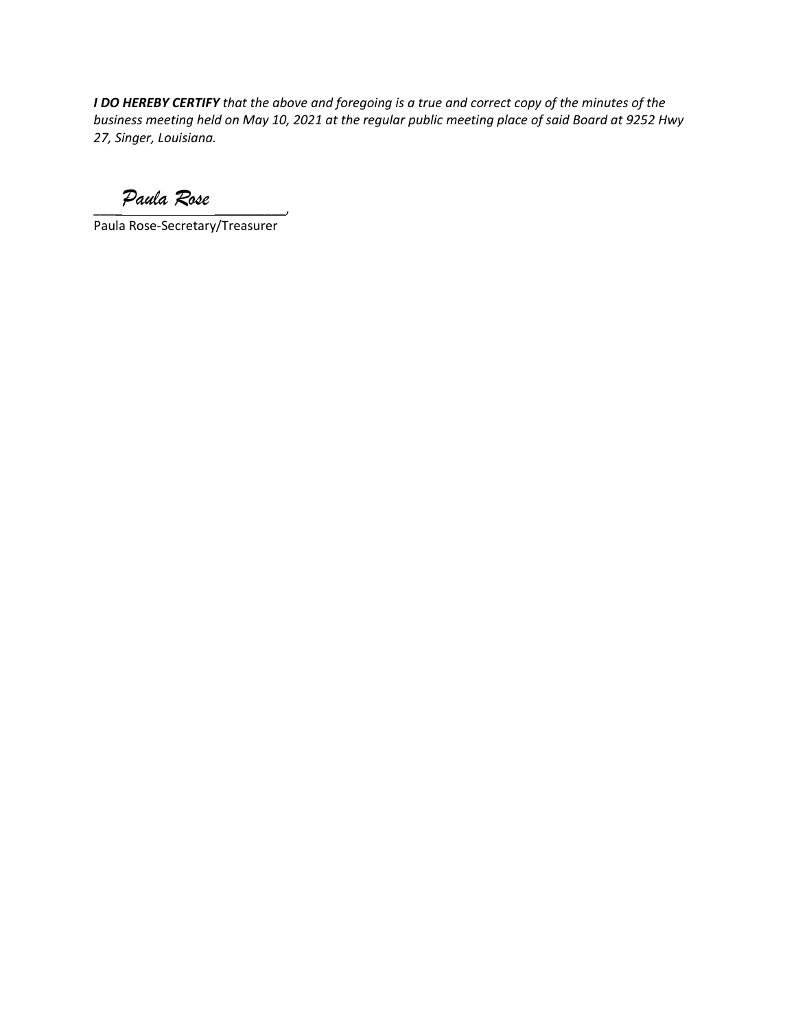***I DO HEREBY CERTIFY** that the above and foregoing is a true and correct copy of the minutes of the business meeting held on May 10, 2021 at the regular public meeting place of said Board at 9252 Hwy 27, Singer, Louisiana.*

*Paula Rose*

Paula Rose-Secretary/Treasurer